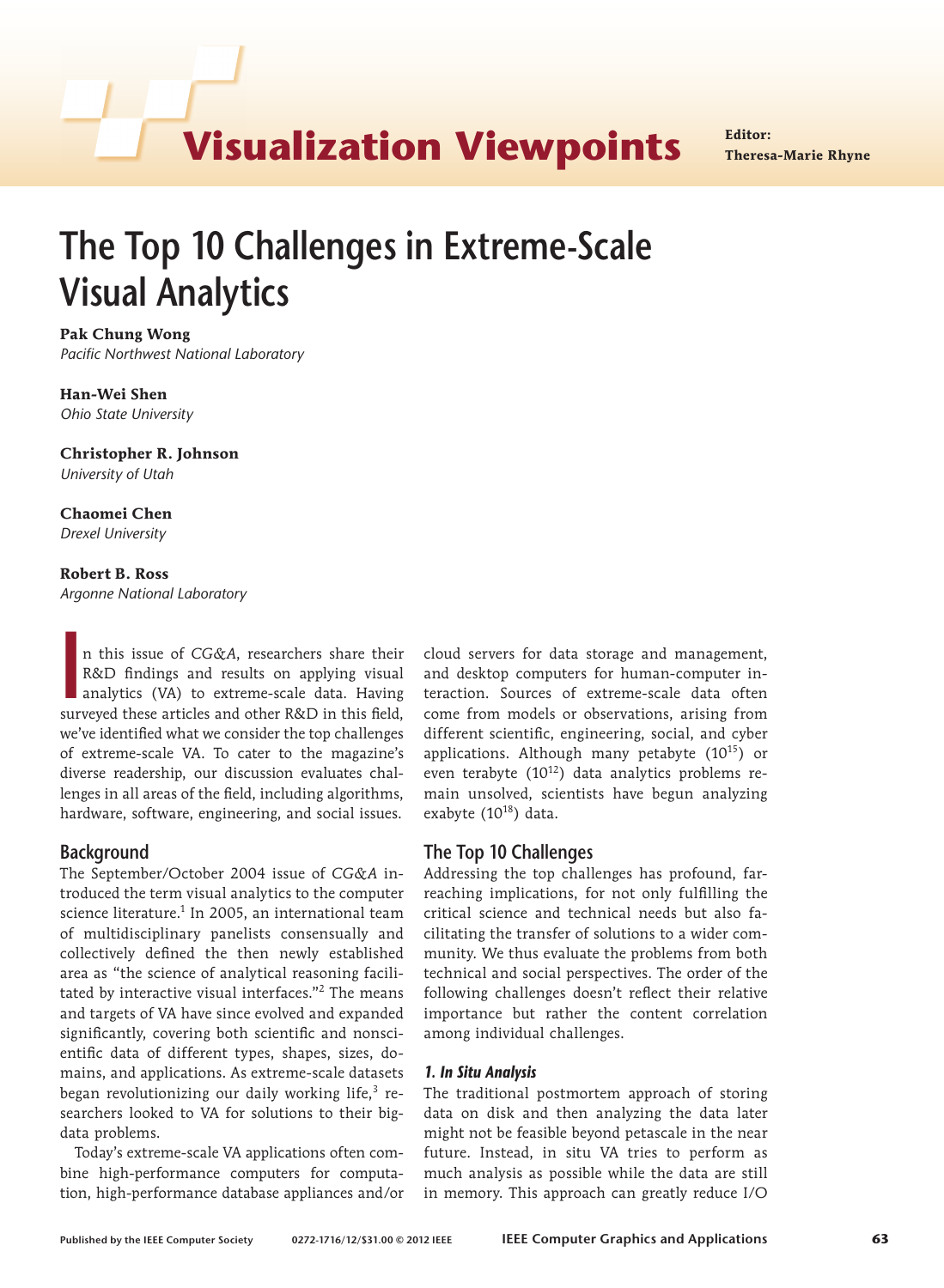Visualization Viewpoints

Editor: Theresa-Marie Rhyne

# The Top 10 Challenges in Extreme-Scale Visual Analytics

**Pak Chung Wong**
*Pacific Northwest National Laboratory*

**Han-Wei Shen**
*Ohio State University*

**Christopher R. Johnson**
*University of Utah*

**Chaomei Chen**
*Drexel University*

**Robert B. Ross**
*Argonne National Laboratory*

In this issue of *CG&A*, researchers share their R&D findings and results on applying visual analytics (VA) to extreme-scale data. Having surveyed these articles and other R&D in this field, we've identified what we consider the top challenges of extreme-scale VA. To cater to the magazine's diverse readership, our discussion evaluates challenges in all areas of the field, including algorithms, hardware, software, engineering, and social issues.

## Background

The September/October 2004 issue of *CG&A* introduced the term visual analytics to the computer science literature.[1] In 2005, an international team of multidisciplinary panelists consensually and collectively defined the then newly established area as "the science of analytical reasoning facilitated by interactive visual interfaces."[2] The means and targets of VA have since evolved and expanded significantly, covering both scientific and nonscientific data of different types, shapes, sizes, domains, and applications. As extreme-scale datasets began revolutionizing our daily working life,[3] researchers looked to VA for solutions to their big-data problems.

Today's extreme-scale VA applications often combine high-performance computers for computation, high-performance database appliances and/or cloud servers for data storage and management, and desktop computers for human-computer interaction. Sources of extreme-scale data often come from models or observations, arising from different scientific, engineering, social, and cyber applications. Although many petabyte ($10^{15}$) or even terabyte ($10^{12}$) data analytics problems remain unsolved, scientists have begun analyzing exabyte ($10^{18}$) data.

## The Top 10 Challenges

Addressing the top challenges has profound, far-reaching implications, for not only fulfilling the critical science and technical needs but also facilitating the transfer of solutions to a wider community. We thus evaluate the problems from both technical and social perspectives. The order of the following challenges doesn't reflect their relative importance but rather the content correlation among individual challenges.

### *1. In Situ Analysis*

The traditional postmortem approach of storing data on disk and then analyzing the data later might not be feasible beyond petascale in the near future. Instead, in situ VA tries to perform as much analysis as possible while the data are still in memory. This approach can greatly reduce I/O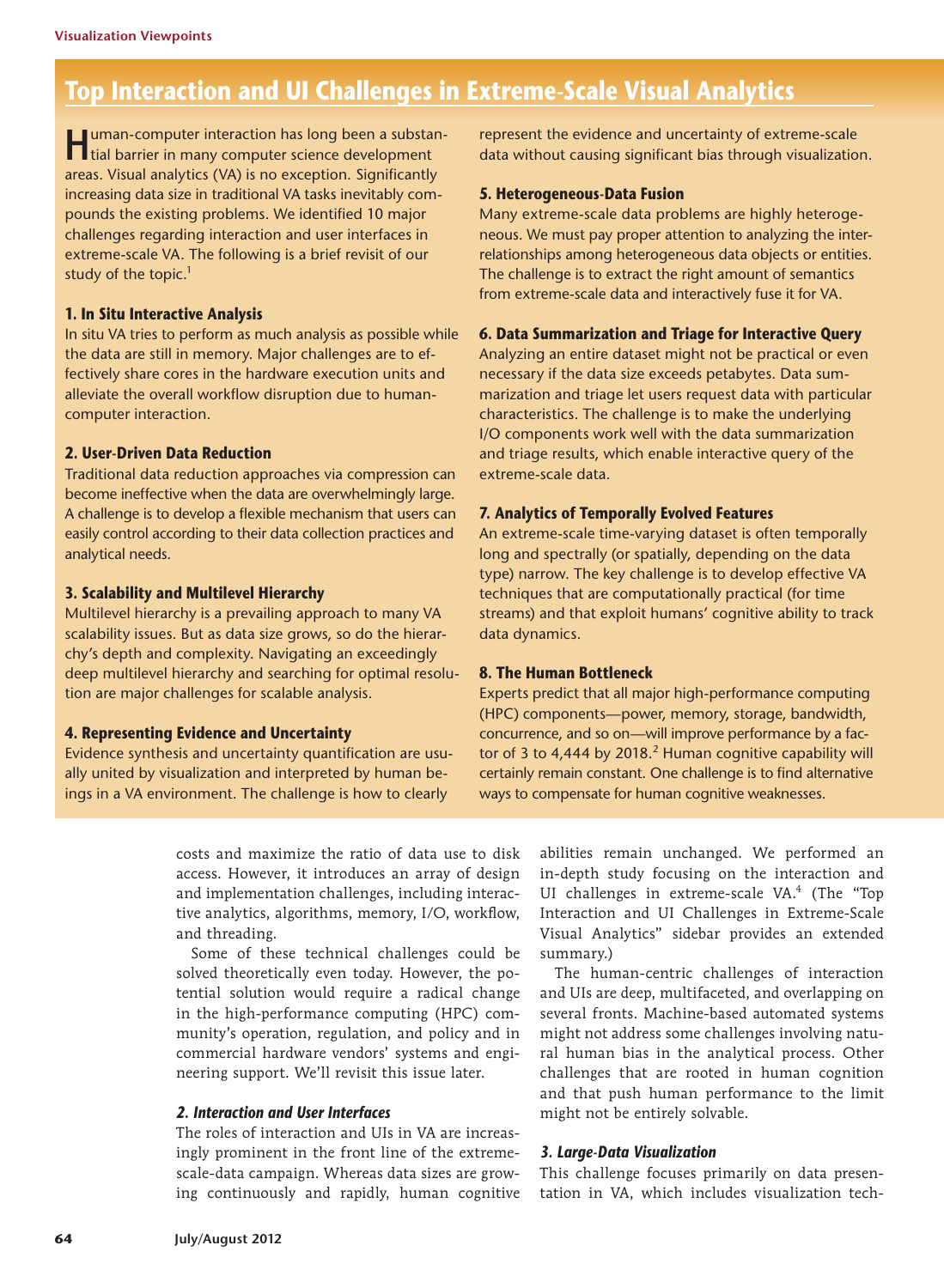## Top Interaction and UI Challenges in Extreme-Scale Visual Analytics

Human-computer interaction has long been a substantial barrier in many computer science development areas. Visual analytics (VA) is no exception. Significantly increasing data size in traditional VA tasks inevitably compounds the existing problems. We identified 10 major challenges regarding interaction and user interfaces in extreme-scale VA. The following is a brief revisit of our study of the topic.[1]

**1. In Situ Interactive Analysis**

In situ VA tries to perform as much analysis as possible while the data are still in memory. Major challenges are to effectively share cores in the hardware execution units and alleviate the overall workflow disruption due to human-computer interaction.

**2. User-Driven Data Reduction**

Traditional data reduction approaches via compression can become ineffective when the data are overwhelmingly large. A challenge is to develop a flexible mechanism that users can easily control according to their data collection practices and analytical needs.

**3. Scalability and Multilevel Hierarchy**

Multilevel hierarchy is a prevailing approach to many VA scalability issues. But as data size grows, so do the hierarchy's depth and complexity. Navigating an exceedingly deep multilevel hierarchy and searching for optimal resolution are major challenges for scalable analysis.

**4. Representing Evidence and Uncertainty**

Evidence synthesis and uncertainty quantification are usually united by visualization and interpreted by human beings in a VA environment. The challenge is how to clearly represent the evidence and uncertainty of extreme-scale data without causing significant bias through visualization.

**5. Heterogeneous-Data Fusion**

Many extreme-scale data problems are highly heterogeneous. We must pay proper attention to analyzing the interrelationships among heterogeneous data objects or entities. The challenge is to extract the right amount of semantics from extreme-scale data and interactively fuse it for VA.

**6. Data Summarization and Triage for Interactive Query**

Analyzing an entire dataset might not be practical or even necessary if the data size exceeds petabytes. Data summarization and triage let users request data with particular characteristics. The challenge is to make the underlying I/O components work well with the data summarization and triage results, which enable interactive query of the extreme-scale data.

**7. Analytics of Temporally Evolved Features**

An extreme-scale time-varying dataset is often temporally long and spectrally (or spatially, depending on the data type) narrow. The key challenge is to develop effective VA techniques that are computationally practical (for time streams) and that exploit humans' cognitive ability to track data dynamics.

**8. The Human Bottleneck**

Experts predict that all major high-performance computing (HPC) components—power, memory, storage, bandwidth, concurrence, and so on—will improve performance by a factor of 3 to 4,444 by 2018.[2] Human cognitive capability will certainly remain constant. One challenge is to find alternative ways to compensate for human cognitive weaknesses.

---

costs and maximize the ratio of data use to disk access. However, it introduces an array of design and implementation challenges, including interactive analytics, algorithms, memory, I/O, workflow, and threading.

Some of these technical challenges could be solved theoretically even today. However, the potential solution would require a radical change in the high-performance computing (HPC) community's operation, regulation, and policy and in commercial hardware vendors' systems and engineering support. We'll revisit this issue later.

### *2. Interaction and User Interfaces*

The roles of interaction and UIs in VA are increasingly prominent in the front line of the extreme-scale-data campaign. Whereas data sizes are growing continuously and rapidly, human cognitive abilities remain unchanged. We performed an in-depth study focusing on the interaction and UI challenges in extreme-scale VA.[4] (The "Top Interaction and UI Challenges in Extreme-Scale Visual Analytics" sidebar provides an extended summary.)

The human-centric challenges of interaction and UIs are deep, multifaceted, and overlapping on several fronts. Machine-based automated systems might not address some challenges involving natural human bias in the analytical process. Other challenges that are rooted in human cognition and that push human performance to the limit might not be entirely solvable.

### *3. Large-Data Visualization*

This challenge focuses primarily on data presentation in VA, which includes visualization tech-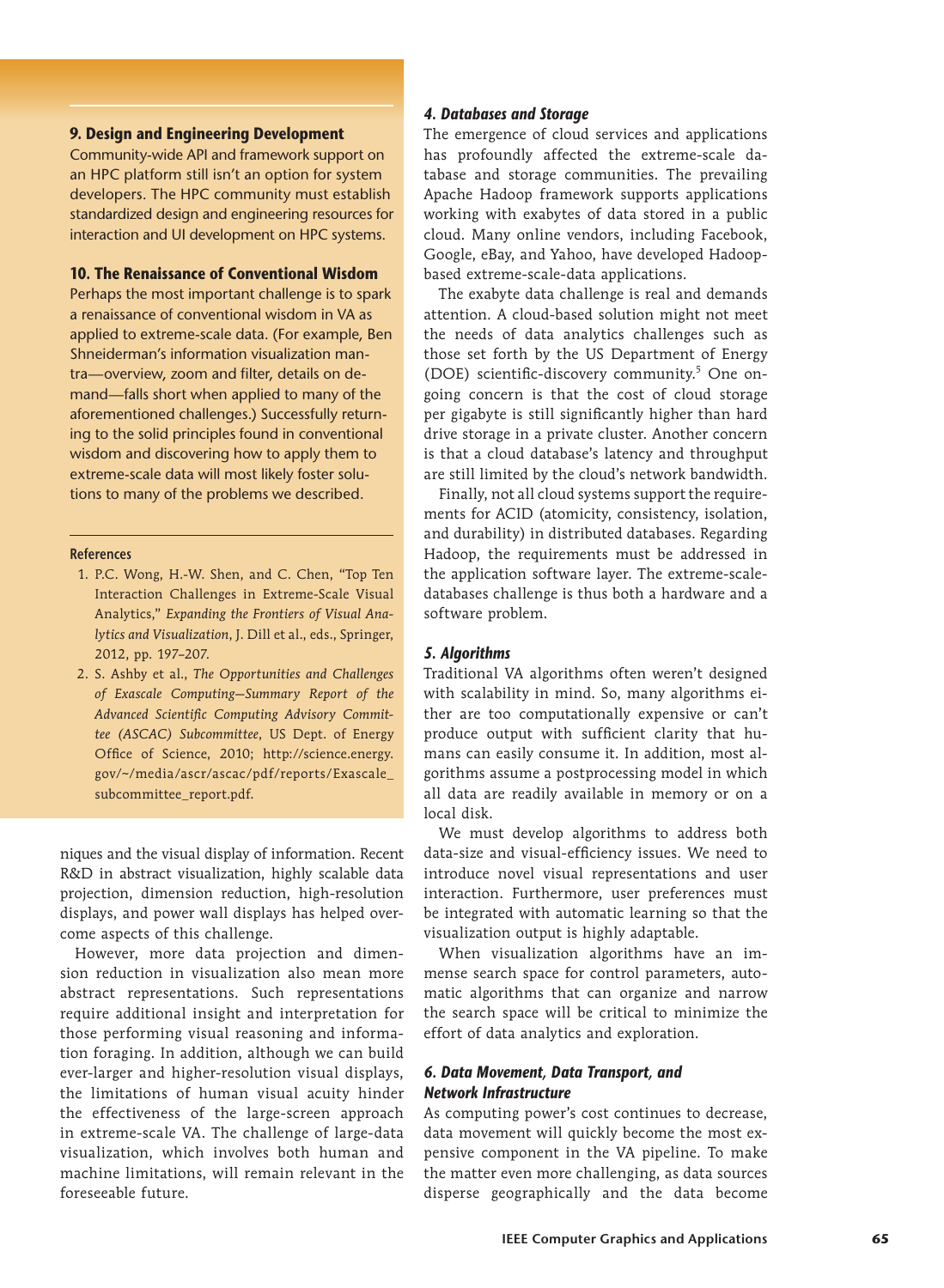### 9. Design and Engineering Development

Community-wide API and framework support on an HPC platform still isn't an option for system developers. The HPC community must establish standardized design and engineering resources for interaction and UI development on HPC systems.

### 10. The Renaissance of Conventional Wisdom

Perhaps the most important challenge is to spark a renaissance of conventional wisdom in VA as applied to extreme-scale data. (For example, Ben Shneiderman's information visualization mantra—overview, zoom and filter, details on demand—falls short when applied to many of the aforementioned challenges.) Successfully returning to the solid principles found in conventional wisdom and discovering how to apply them to extreme-scale data will most likely foster solutions to many of the problems we described.

#### References

1. P.C. Wong, H.-W. Shen, and C. Chen, "Top Ten Interaction Challenges in Extreme-Scale Visual Analytics," *Expanding the Frontiers of Visual Analytics and Visualization*, J. Dill et al., eds., Springer, 2012, pp. 197–207.
2. S. Ashby et al., *The Opportunities and Challenges of Exascale Computing—Summary Report of the Advanced Scientific Computing Advisory Committee (ASCAC) Subcommittee*, US Dept. of Energy Office of Science, 2010; http://science.energy.gov/~/media/ascr/ascac/pdf/reports/Exascale_subcommittee_report.pdf.

niques and the visual display of information. Recent R&D in abstract visualization, highly scalable data projection, dimension reduction, high-resolution displays, and power wall displays has helped overcome aspects of this challenge.

However, more data projection and dimension reduction in visualization also mean more abstract representations. Such representations require additional insight and interpretation for those performing visual reasoning and information foraging. In addition, although we can build ever-larger and higher-resolution visual displays, the limitations of human visual acuity hinder the effectiveness of the large-screen approach in extreme-scale VA. The challenge of large-data visualization, which involves both human and machine limitations, will remain relevant in the foreseeable future.

### *4. Databases and Storage*

The emergence of cloud services and applications has profoundly affected the extreme-scale database and storage communities. The prevailing Apache Hadoop framework supports applications working with exabytes of data stored in a public cloud. Many online vendors, including Facebook, Google, eBay, and Yahoo, have developed Hadoop-based extreme-scale-data applications.

The exabyte data challenge is real and demands attention. A cloud-based solution might not meet the needs of data analytics challenges such as those set forth by the US Department of Energy (DOE) scientific-discovery community.[5] One ongoing concern is that the cost of cloud storage per gigabyte is still significantly higher than hard drive storage in a private cluster. Another concern is that a cloud database's latency and throughput are still limited by the cloud's network bandwidth.

Finally, not all cloud systems support the requirements for ACID (atomicity, consistency, isolation, and durability) in distributed databases. Regarding Hadoop, the requirements must be addressed in the application software layer. The extreme-scale-databases challenge is thus both a hardware and a software problem.

### *5. Algorithms*

Traditional VA algorithms often weren't designed with scalability in mind. So, many algorithms either are too computationally expensive or can't produce output with sufficient clarity that humans can easily consume it. In addition, most algorithms assume a postprocessing model in which all data are readily available in memory or on a local disk.

We must develop algorithms to address both data-size and visual-efficiency issues. We need to introduce novel visual representations and user interaction. Furthermore, user preferences must be integrated with automatic learning so that the visualization output is highly adaptable.

When visualization algorithms have an immense search space for control parameters, automatic algorithms that can organize and narrow the search space will be critical to minimize the effort of data analytics and exploration.

### *6. Data Movement, Data Transport, and Network Infrastructure*

As computing power's cost continues to decrease, data movement will quickly become the most expensive component in the VA pipeline. To make the matter even more challenging, as data sources disperse geographically and the data become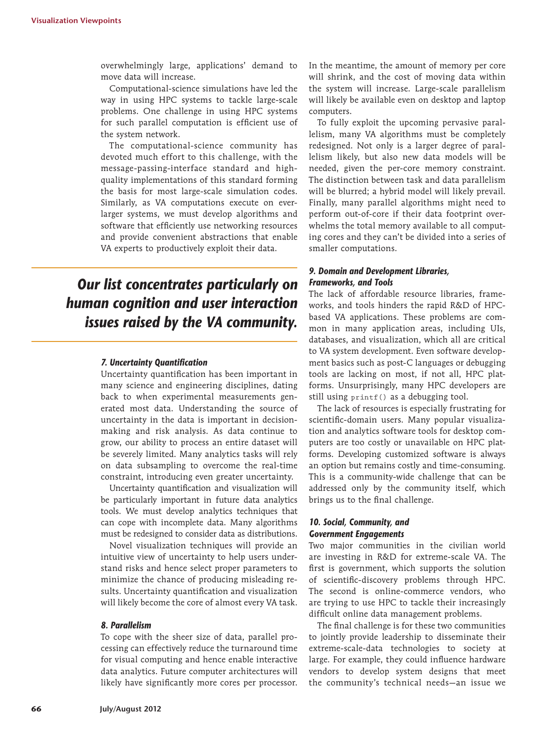overwhelmingly large, applications' demand to move data will increase.

Computational-science simulations have led the way in using HPC systems to tackle large-scale problems. One challenge in using HPC systems for such parallel computation is efficient use of the system network.

The computational-science community has devoted much effort to this challenge, with the message-passing-interface standard and high-quality implementations of this standard forming the basis for most large-scale simulation codes. Similarly, as VA computations execute on ever-larger systems, we must develop algorithms and software that efficiently use networking resources and provide convenient abstractions that enable VA experts to productively exploit their data.

> ***Our list concentrates particularly on human cognition and user interaction issues raised by the VA community.***

### *7. Uncertainty Quantification*

Uncertainty quantification has been important in many science and engineering disciplines, dating back to when experimental measurements generated most data. Understanding the source of uncertainty in the data is important in decision-making and risk analysis. As data continue to grow, our ability to process an entire dataset will be severely limited. Many analytics tasks will rely on data subsampling to overcome the real-time constraint, introducing even greater uncertainty.

Uncertainty quantification and visualization will be particularly important in future data analytics tools. We must develop analytics techniques that can cope with incomplete data. Many algorithms must be redesigned to consider data as distributions.

Novel visualization techniques will provide an intuitive view of uncertainty to help users understand risks and hence select proper parameters to minimize the chance of producing misleading results. Uncertainty quantification and visualization will likely become the core of almost every VA task.

### *8. Parallelism*

To cope with the sheer size of data, parallel processing can effectively reduce the turnaround time for visual computing and hence enable interactive data analytics. Future computer architectures will likely have significantly more cores per processor. In the meantime, the amount of memory per core will shrink, and the cost of moving data within the system will increase. Large-scale parallelism will likely be available even on desktop and laptop computers.

To fully exploit the upcoming pervasive parallelism, many VA algorithms must be completely redesigned. Not only is a larger degree of parallelism likely, but also new data models will be needed, given the per-core memory constraint. The distinction between task and data parallelism will be blurred; a hybrid model will likely prevail. Finally, many parallel algorithms might need to perform out-of-core if their data footprint overwhelms the total memory available to all computing cores and they can't be divided into a series of smaller computations.

### *9. Domain and Development Libraries, Frameworks, and Tools*

The lack of affordable resource libraries, frameworks, and tools hinders the rapid R&D of HPC-based VA applications. These problems are common in many application areas, including UIs, databases, and visualization, which all are critical to VA system development. Even software development basics such as post-C languages or debugging tools are lacking on most, if not all, HPC platforms. Unsurprisingly, many HPC developers are still using `printf()` as a debugging tool.

The lack of resources is especially frustrating for scientific-domain users. Many popular visualization and analytics software tools for desktop computers are too costly or unavailable on HPC platforms. Developing customized software is always an option but remains costly and time-consuming. This is a community-wide challenge that can be addressed only by the community itself, which brings us to the final challenge.

### *10. Social, Community, and Government Engagements*

Two major communities in the civilian world are investing in R&D for extreme-scale VA. The first is government, which supports the solution of scientific-discovery problems through HPC. The second is online-commerce vendors, who are trying to use HPC to tackle their increasingly difficult online data management problems.

The final challenge is for these two communities to jointly provide leadership to disseminate their extreme-scale-data technologies to society at large. For example, they could influence hardware vendors to develop system designs that meet the community's technical needs—an issue we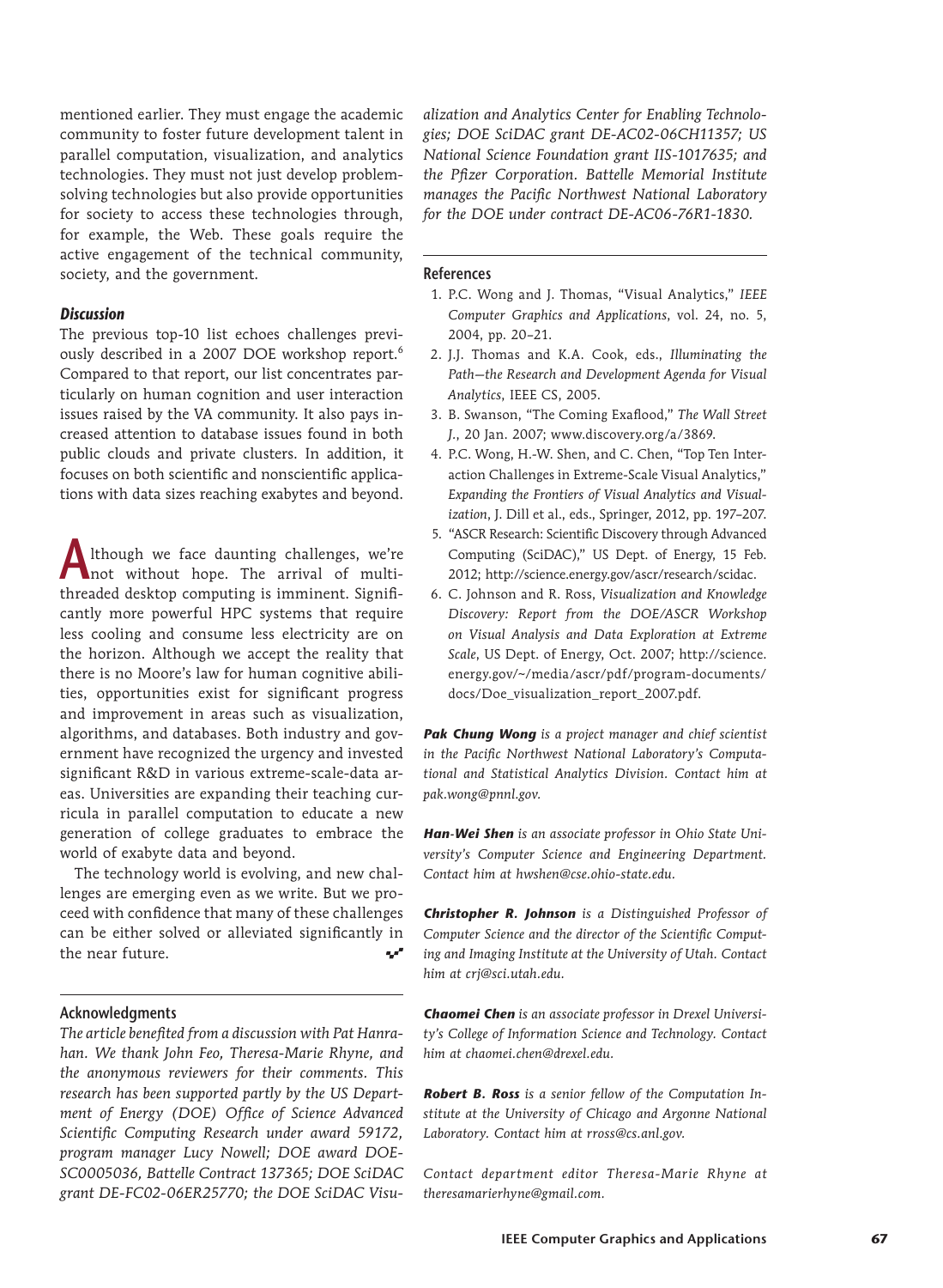mentioned earlier. They must engage the academic community to foster future development talent in parallel computation, visualization, and analytics technologies. They must not just develop problem-solving technologies but also provide opportunities for society to access these technologies through, for example, the Web. These goals require the active engagement of the technical community, society, and the government.

### *Discussion*

The previous top-10 list echoes challenges previously described in a 2007 DOE workshop report.[6] Compared to that report, our list concentrates particularly on human cognition and user interaction issues raised by the VA community. It also pays increased attention to database issues found in both public clouds and private clusters. In addition, it focuses on both scientific and nonscientific applications with data sizes reaching exabytes and beyond.

Although we face daunting challenges, we're not without hope. The arrival of multithreaded desktop computing is imminent. Significantly more powerful HPC systems that require less cooling and consume less electricity are on the horizon. Although we accept the reality that there is no Moore's law for human cognitive abilities, opportunities exist for significant progress and improvement in areas such as visualization, algorithms, and databases. Both industry and government have recognized the urgency and invested significant R&D in various extreme-scale-data areas. Universities are expanding their teaching curricula in parallel computation to educate a new generation of college graduates to embrace the world of exabyte data and beyond.

The technology world is evolving, and new challenges are emerging even as we write. But we proceed with confidence that many of these challenges can be either solved or alleviated significantly in the near future.

### Acknowledgments

*The article benefited from a discussion with Pat Hanrahan. We thank John Feo, Theresa-Marie Rhyne, and the anonymous reviewers for their comments. This research has been supported partly by the US Department of Energy (DOE) Office of Science Advanced Scientific Computing Research under award 59172, program manager Lucy Nowell; DOE award DE-SC0005036, Battelle Contract 137365; DOE SciDAC grant DE-FC02-06ER25770; the DOE SciDAC Visualization and Analytics Center for Enabling Technologies; DOE SciDAC grant DE-AC02-06CH11357; US National Science Foundation grant IIS-1017635; and the Pfizer Corporation. Battelle Memorial Institute manages the Pacific Northwest National Laboratory for the DOE under contract DE-AC06-76R1-1830.*

### References

1. P.C. Wong and J. Thomas, "Visual Analytics," *IEEE Computer Graphics and Applications*, vol. 24, no. 5, 2004, pp. 20–21.
2. J.J. Thomas and K.A. Cook, eds., *Illuminating the Path—the Research and Development Agenda for Visual Analytics*, IEEE CS, 2005.
3. B. Swanson, "The Coming Exaflood," *The Wall Street J.*, 20 Jan. 2007; www.discovery.org/a/3869.
4. P.C. Wong, H.-W. Shen, and C. Chen, "Top Ten Interaction Challenges in Extreme-Scale Visual Analytics," *Expanding the Frontiers of Visual Analytics and Visualization*, J. Dill et al., eds., Springer, 2012, pp. 197–207.
5. "ASCR Research: Scientific Discovery through Advanced Computing (SciDAC)," US Dept. of Energy, 15 Feb. 2012; http://science.energy.gov/ascr/research/scidac.
6. C. Johnson and R. Ross, *Visualization and Knowledge Discovery: Report from the DOE/ASCR Workshop on Visual Analysis and Data Exploration at Extreme Scale*, US Dept. of Energy, Oct. 2007; http://science.energy.gov/~/media/ascr/pdf/program-documents/docs/Doe_visualization_report_2007.pdf.

***Pak Chung Wong*** *is a project manager and chief scientist in the Pacific Northwest National Laboratory's Computational and Statistical Analytics Division. Contact him at pak.wong@pnnl.gov.*

***Han-Wei Shen*** *is an associate professor in Ohio State University's Computer Science and Engineering Department. Contact him at hwshen@cse.ohio-state.edu.*

***Christopher R. Johnson*** *is a Distinguished Professor of Computer Science and the director of the Scientific Computing and Imaging Institute at the University of Utah. Contact him at crj@sci.utah.edu.*

***Chaomei Chen*** *is an associate professor in Drexel University's College of Information Science and Technology. Contact him at chaomei.chen@drexel.edu.*

***Robert B. Ross*** *is a senior fellow of the Computation Institute at the University of Chicago and Argonne National Laboratory. Contact him at rross@cs.anl.gov.*

*Contact department editor Theresa-Marie Rhyne at theresamarierhyne@gmail.com.*